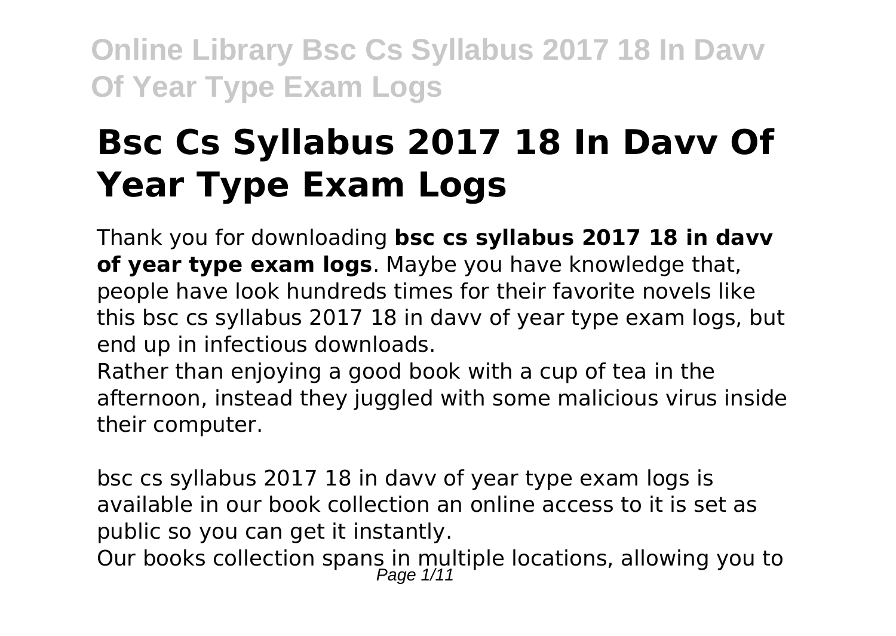# Bsc Cs Syllabus 2017 18 In Davv Of Year Type Exam Logs

Thank you for downloading **bsc cs syllabus 2017 18 in davv of year type exam logs**. Maybe you have knowledge that, people have look hundreds times for their favorite novels like this bsc cs syllabus 2017 18 in davv of year type exam logs, but end up in infectious downloads.

Rather than enjoying a good book with a cup of tea in the afternoon, instead they juggled with some malicious virus inside their computer.

bsc cs syllabus 2017 18 in davv of year type exam logs is available in our book collection an online access to it is set as public so you can get it instantly.

Our books collection spans in multiple locations, allowing you to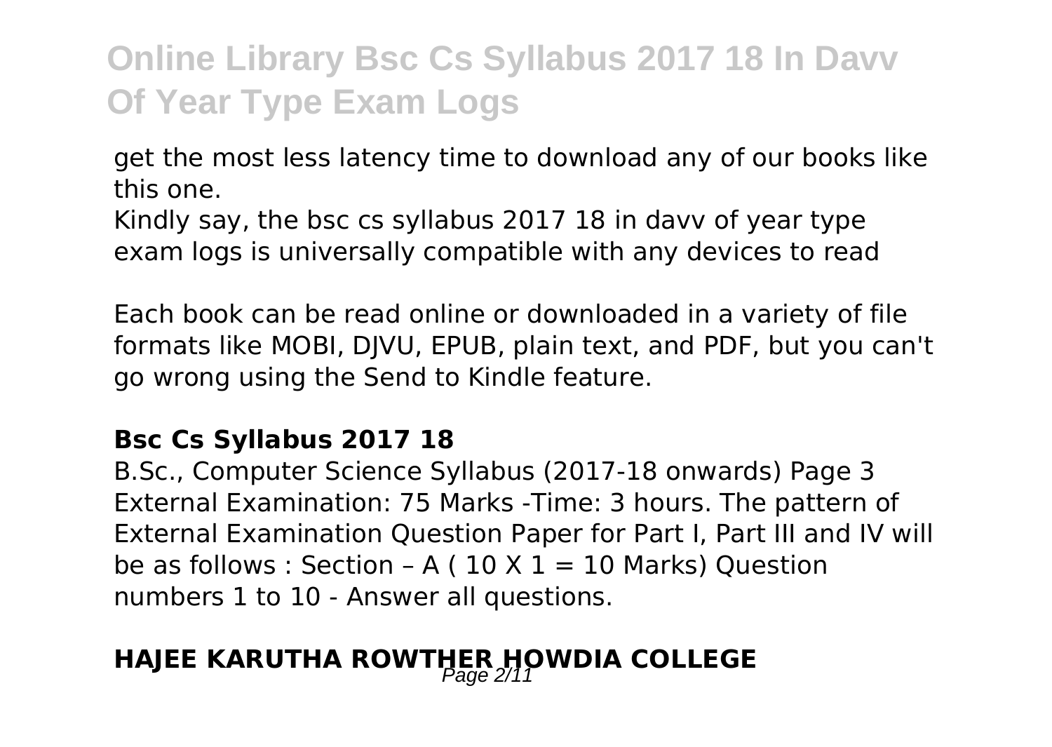get the most less latency time to download any of our books like this one.

Kindly say, the bsc cs syllabus 2017 18 in davv of year type exam logs is universally compatible with any devices to read

Each book can be read online or downloaded in a variety of file formats like MOBI, DJVU, EPUB, plain text, and PDF, but you can't go wrong using the Send to Kindle feature.

### Bsc Cs Syllabus 2017 18

B.Sc., Computer Science Syllabus (2017-18 onwards) Page 3 External Examination: 75 Marks -Time: 3 hours. The pattern of External Examination Question Paper for Part I, Part III and IV will be as follows : Section – A ( 10 X 1 = 10 Marks) Question numbers 1 to 10 - Answer all questions.

## HAJEE KARUTHA ROWTHER HOWDIA COLLEGE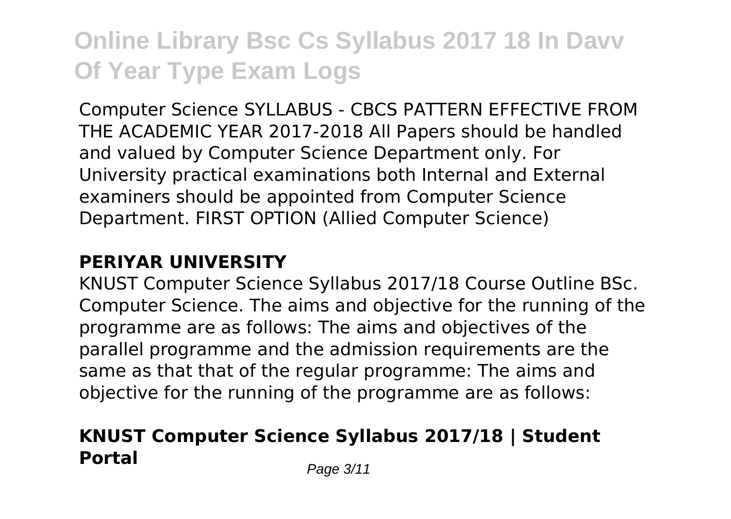Computer Science SYLLABUS - CBCS PATTERN EFFECTIVE FROM THE ACADEMIC YEAR 2017-2018 All Papers should be handled and valued by Computer Science Department only. For University practical examinations both Internal and External examiners should be appointed from Computer Science Department. FIRST OPTION (Allied Computer Science)

### PERIYAR UNIVERSITY

KNUST Computer Science Syllabus 2017/18 Course Outline BSc. Computer Science. The aims and objective for the running of the programme are as follows: The aims and objectives of the parallel programme and the admission requirements are the same as that that of the regular programme: The aims and objective for the running of the programme are as follows:

## KNUST Computer Science Syllabus 2017/18 | Student Portal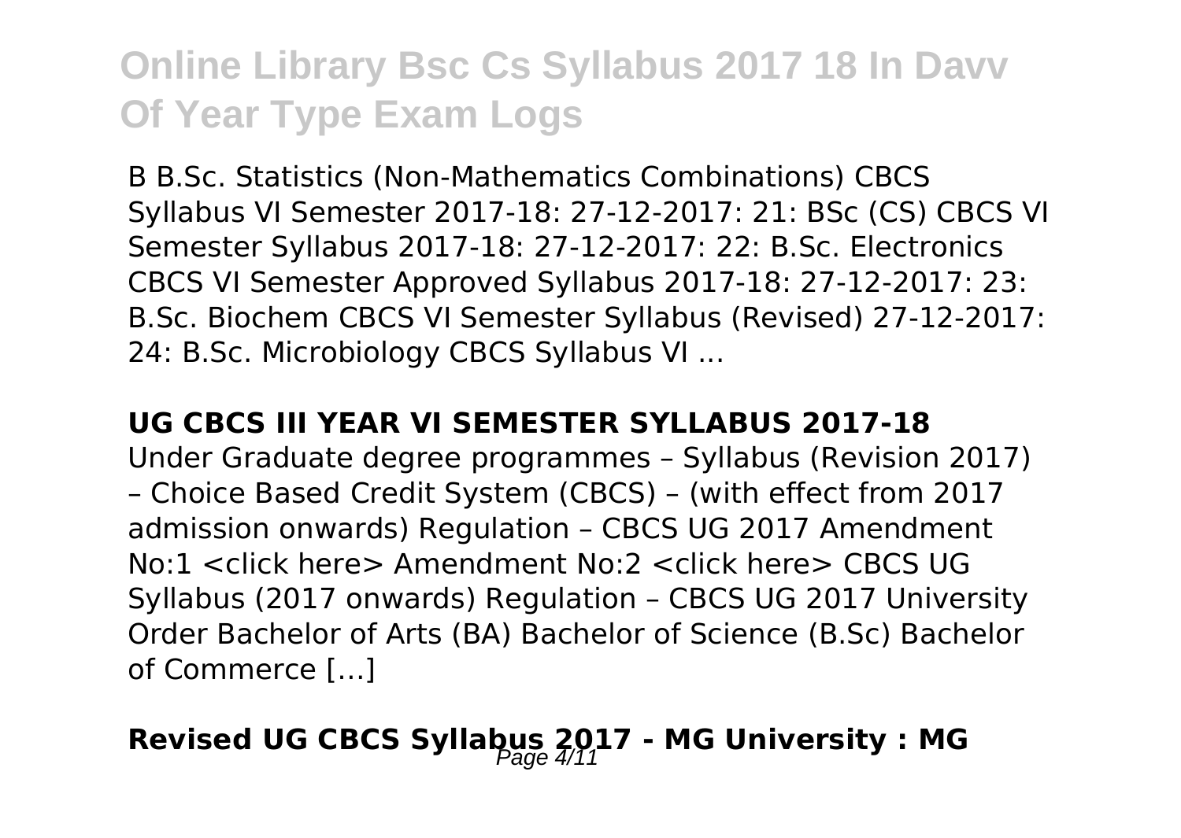B B.Sc. Statistics (Non-Mathematics Combinations) CBCS Syllabus VI Semester 2017-18: 27-12-2017: 21: BSc (CS) CBCS VI Semester Syllabus 2017-18: 27-12-2017: 22: B.Sc. Electronics CBCS VI Semester Approved Syllabus 2017-18: 27-12-2017: 23: B.Sc. Biochem CBCS VI Semester Syllabus (Revised) 27-12-2017: 24: B.Sc. Microbiology CBCS Syllabus VI ...

## UG CBCS III YEAR VI SEMESTER SYLLABUS 2017-18

Under Graduate degree programmes – Syllabus (Revision 2017) – Choice Based Credit System (CBCS) – (with effect from 2017 admission onwards) Regulation – CBCS UG 2017 Amendment No:1 <click here> Amendment No:2 <click here> CBCS UG Syllabus (2017 onwards) Regulation – CBCS UG 2017 University Order Bachelor of Arts (BA) Bachelor of Science (B.Sc) Bachelor of Commerce […]

## Revised UG CBCS Syllabus 2017 - MG University : MG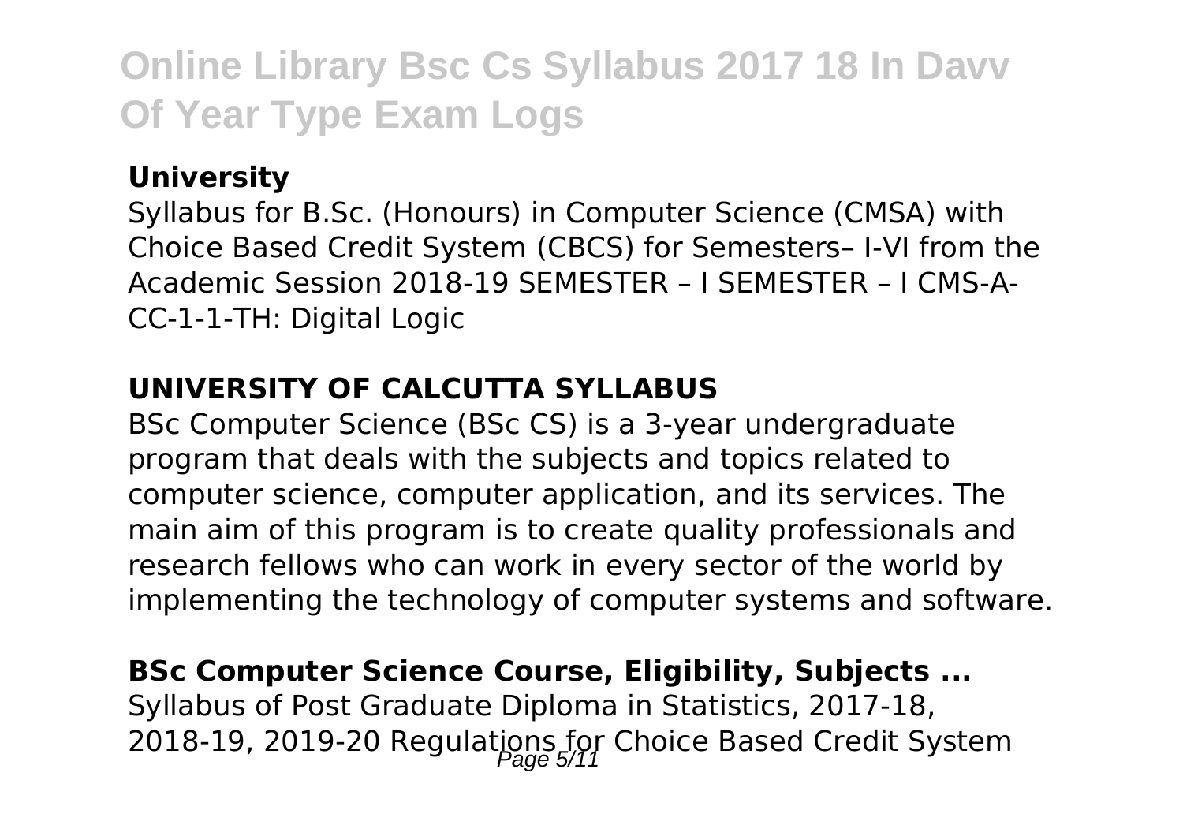**University**

Syllabus for B.Sc. (Honours) in Computer Science (CMSA) with Choice Based Credit System (CBCS) for Semesters– I-VI from the Academic Session 2018-19 SEMESTER – I SEMESTER – I CMS-A-CC-1-1-TH: Digital Logic

**UNIVERSITY OF CALCUTTA SYLLABUS**

BSc Computer Science (BSc CS) is a 3-year undergraduate program that deals with the subjects and topics related to computer science, computer application, and its services. The main aim of this program is to create quality professionals and research fellows who can work in every sector of the world by implementing the technology of computer systems and software.

**BSc Computer Science Course, Eligibility, Subjects ...**

Syllabus of Post Graduate Diploma in Statistics, 2017-18, 2018-19, 2019-20 Regulations for Choice Based Credit System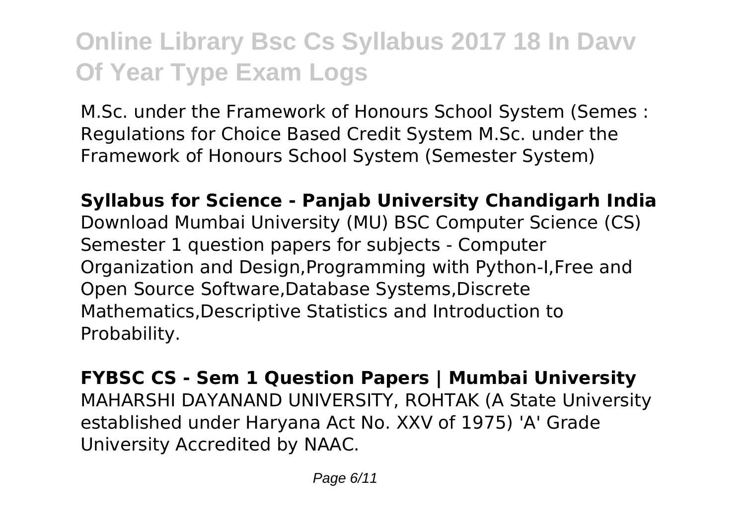M.Sc. under the Framework of Honours School System (Semes : Regulations for Choice Based Credit System M.Sc. under the Framework of Honours School System (Semester System)

**Syllabus for Science - Panjab University Chandigarh India**

Download Mumbai University (MU) BSC Computer Science (CS) Semester 1 question papers for subjects - Computer Organization and Design,Programming with Python-I,Free and Open Source Software,Database Systems,Discrete Mathematics,Descriptive Statistics and Introduction to Probability.

**FYBSC CS - Sem 1 Question Papers | Mumbai University**

MAHARSHI DAYANAND UNIVERSITY, ROHTAK (A State University established under Haryana Act No. XXV of 1975) 'A' Grade University Accredited by NAAC.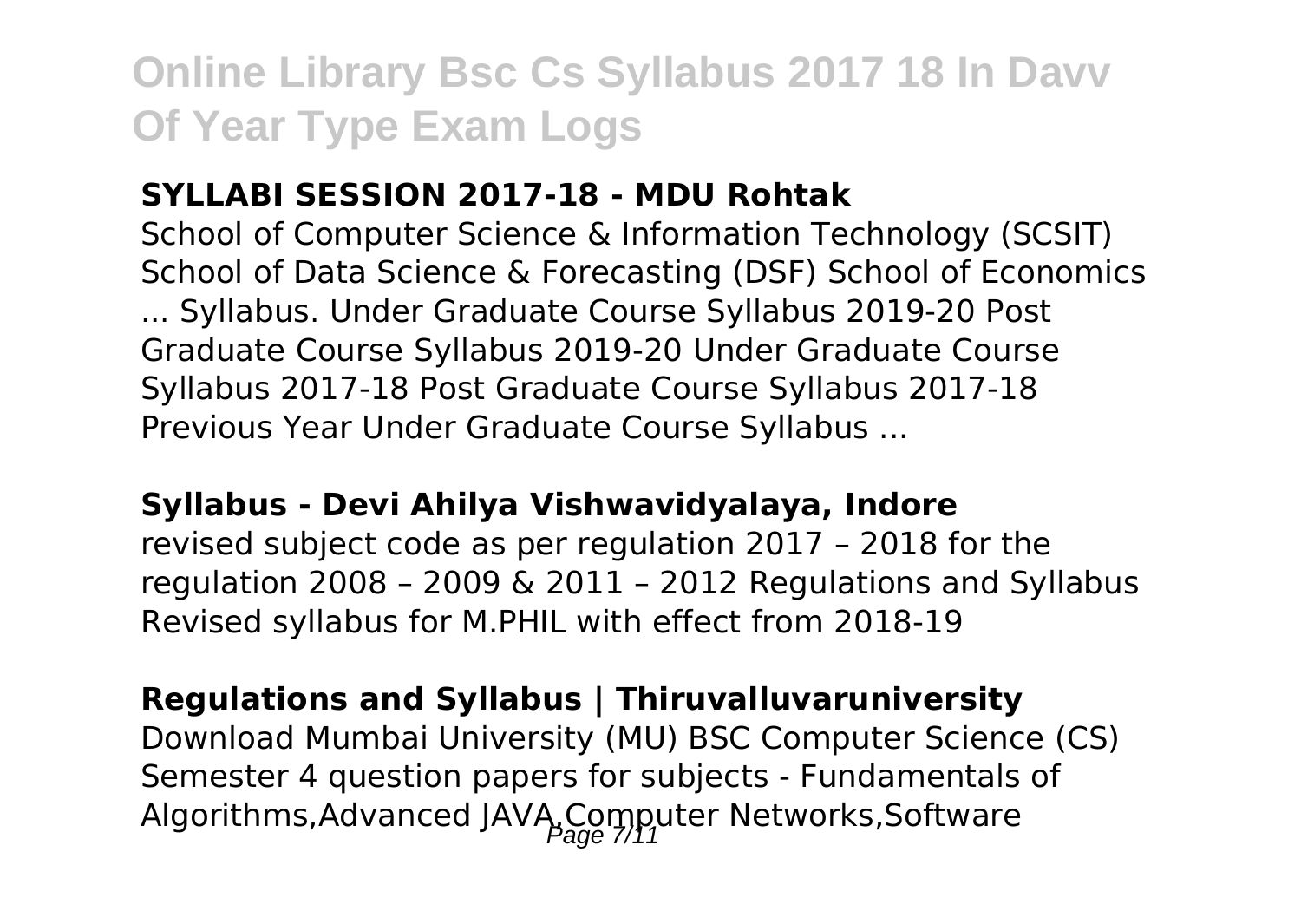**SYLLABI SESSION 2017-18 - MDU Rohtak**

School of Computer Science & Information Technology (SCSIT) School of Data Science & Forecasting (DSF) School of Economics ... Syllabus. Under Graduate Course Syllabus 2019-20 Post Graduate Course Syllabus 2019-20 Under Graduate Course Syllabus 2017-18 Post Graduate Course Syllabus 2017-18 Previous Year Under Graduate Course Syllabus ...

**Syllabus - Devi Ahilya Vishwavidyalaya, Indore**

revised subject code as per regulation 2017 – 2018 for the regulation 2008 – 2009 & 2011 – 2012 Regulations and Syllabus Revised syllabus for M.PHIL with effect from 2018-19

**Regulations and Syllabus | Thiruvalluvaruniversity**

Download Mumbai University (MU) BSC Computer Science (CS) Semester 4 question papers for subjects - Fundamentals of Algorithms,Advanced JAVA,Computer Networks,Software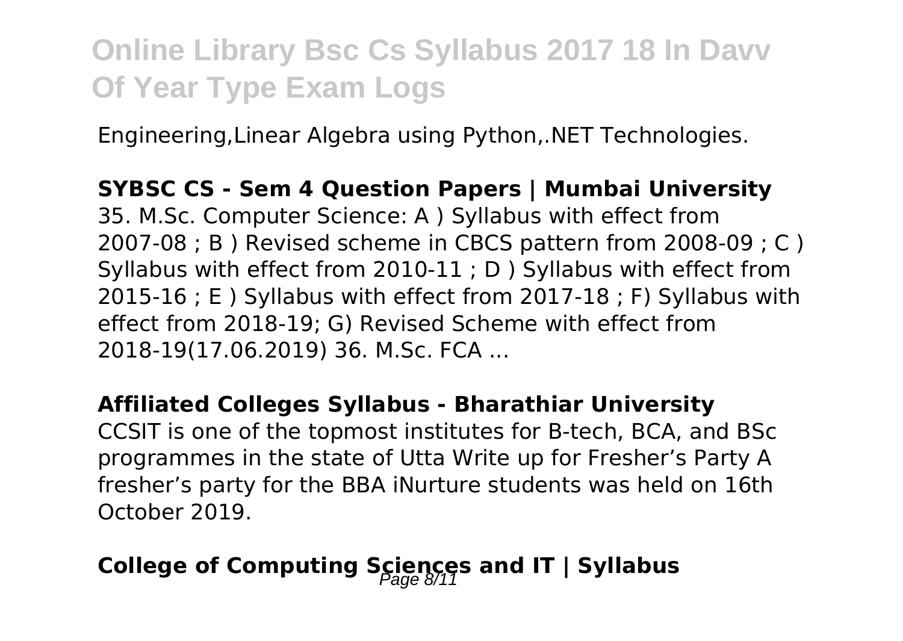Engineering,Linear Algebra using Python,.NET Technologies.

**SYBSC CS - Sem 4 Question Papers | Mumbai University**

35. M.Sc. Computer Science: A ) Syllabus with effect from 2007-08 ; B ) Revised scheme in CBCS pattern from 2008-09 ; C ) Syllabus with effect from 2010-11 ; D ) Syllabus with effect from 2015-16 ; E ) Syllabus with effect from 2017-18 ; F) Syllabus with effect from 2018-19; G) Revised Scheme with effect from 2018-19(17.06.2019) 36. M.Sc. FCA ...

**Affiliated Colleges Syllabus - Bharathiar University**

CCSIT is one of the topmost institutes for B-tech, BCA, and BSc programmes in the state of Utta Write up for Fresher's Party A fresher's party for the BBA iNurture students was held on 16th October 2019.

## College of Computing Sciences and IT | Syllabus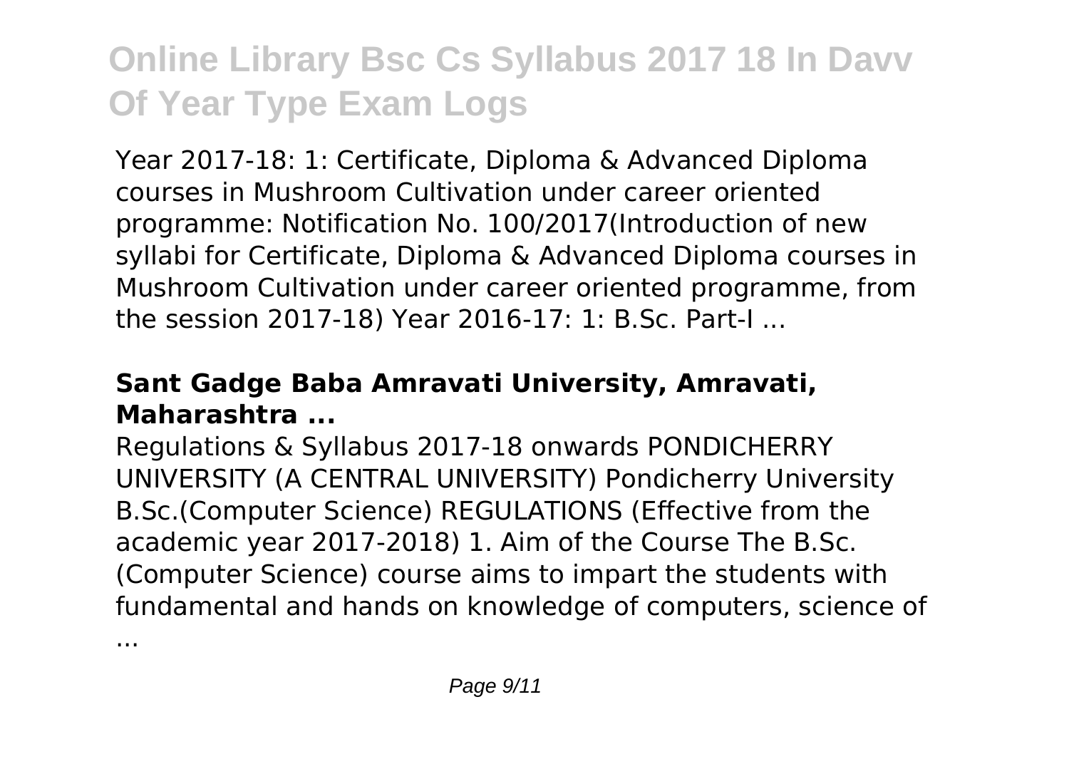Year 2017-18: 1: Certificate, Diploma & Advanced Diploma courses in Mushroom Cultivation under career oriented programme: Notification No. 100/2017(Introduction of new syllabi for Certificate, Diploma & Advanced Diploma courses in Mushroom Cultivation under career oriented programme, from the session 2017-18) Year 2016-17: 1: B.Sc. Part-I ...

### **Sant Gadge Baba Amravati University, Amravati, Maharashtra ...**

Regulations & Syllabus 2017-18 onwards PONDICHERRY UNIVERSITY (A CENTRAL UNIVERSITY) Pondicherry University B.Sc.(Computer Science) REGULATIONS (Effective from the academic year 2017-2018) 1. Aim of the Course The B.Sc. (Computer Science) course aims to impart the students with fundamental and hands on knowledge of computers, science of ...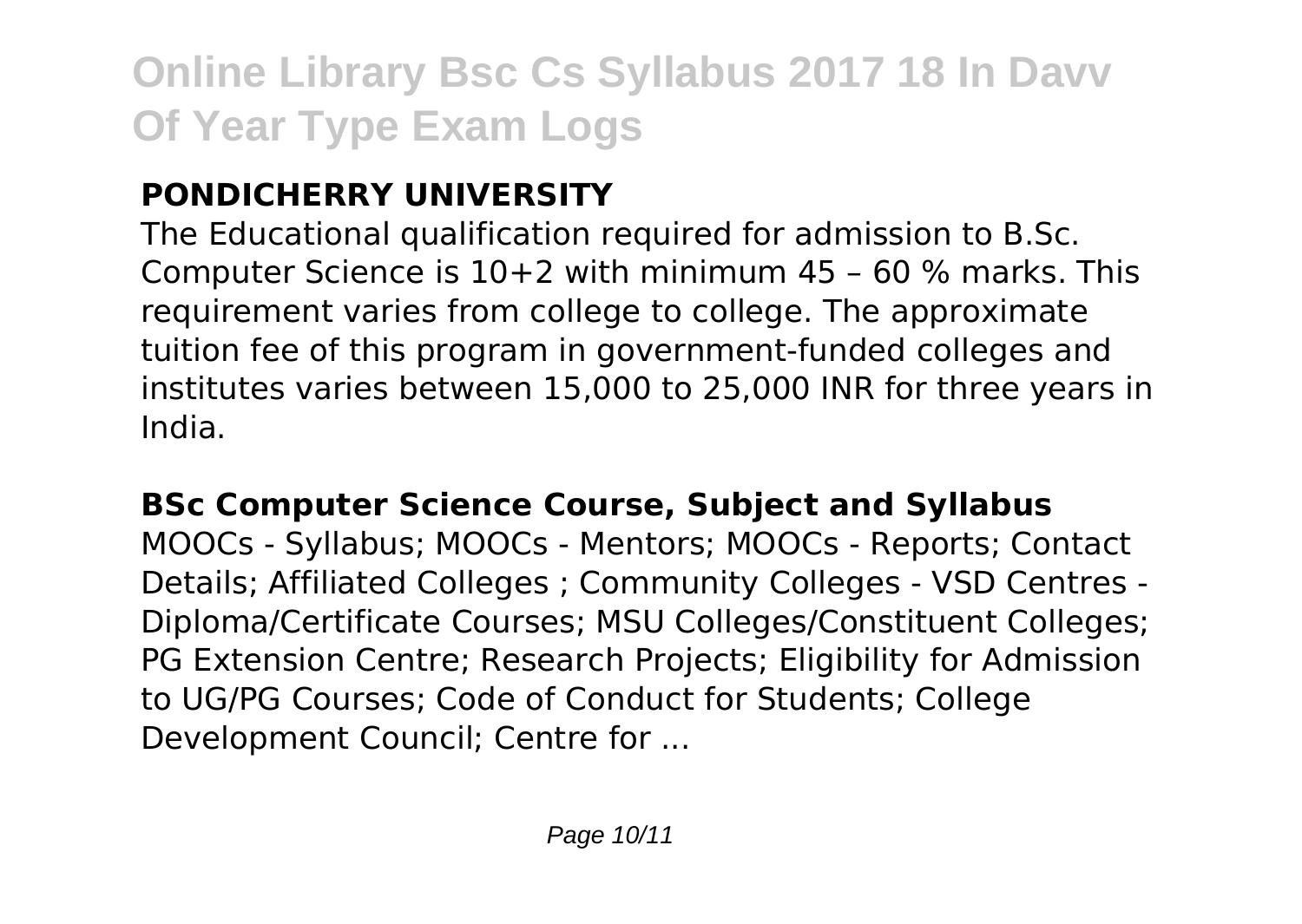## PONDICHERRY UNIVERSITY

The Educational qualification required for admission to B.Sc. Computer Science is 10+2 with minimum 45 – 60 % marks. This requirement varies from college to college. The approximate tuition fee of this program in government-funded colleges and institutes varies between 15,000 to 25,000 INR for three years in India.

## BSc Computer Science Course, Subject and Syllabus

MOOCs - Syllabus; MOOCs - Mentors; MOOCs - Reports; Contact Details; Affiliated Colleges ; Community Colleges - VSD Centres - Diploma/Certificate Courses; MSU Colleges/Constituent Colleges; PG Extension Centre; Research Projects; Eligibility for Admission to UG/PG Courses; Code of Conduct for Students; College Development Council; Centre for ...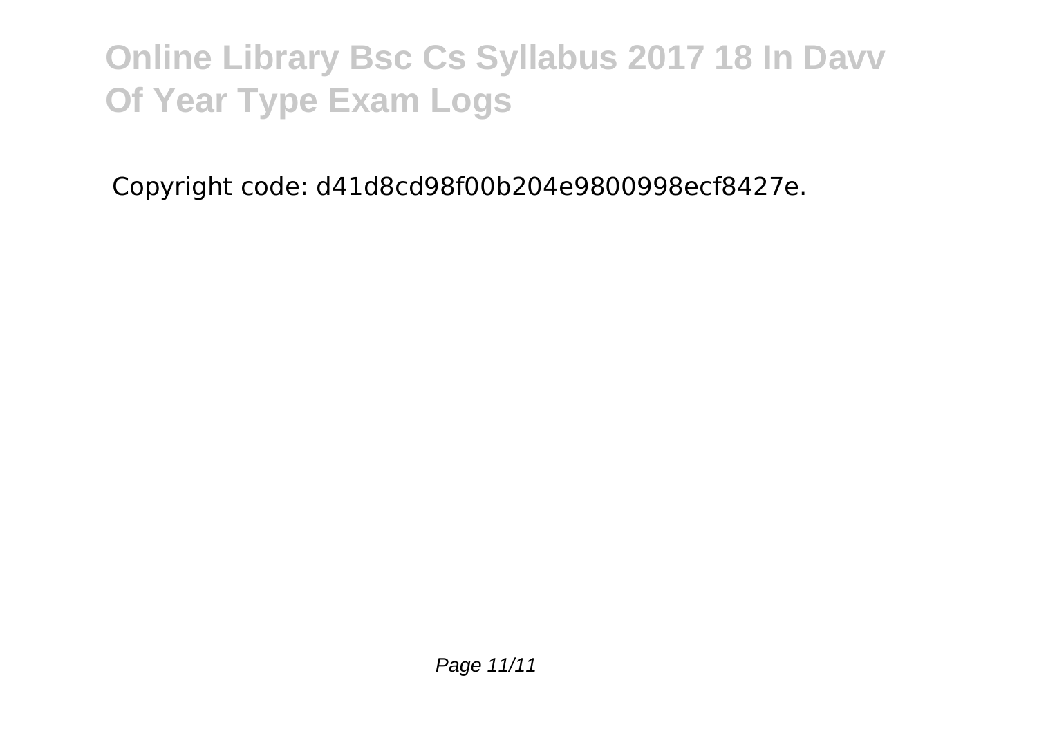Copyright code: d41d8cd98f00b204e9800998ecf8427e.